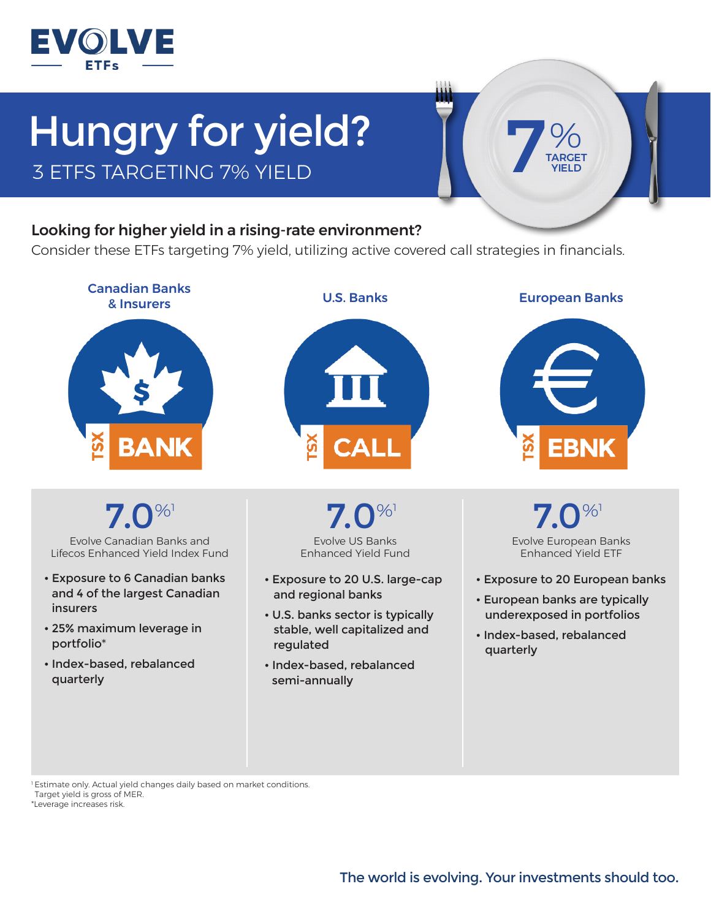EVOLVE ETFs

# Hungry for yield?

## 3 ETFS TARGETING 7% YIELD

7% TARGET YIELD

**Looking for higher yield in a rising-rate environment?**

Consider these ETFs targeting 7% yield, utilizing active covered call strategies in financials.

### Canadian Banks & Insurers

TSX **BANK**

**7.0%**[1]

Evolve Canadian Banks and Lifecos Enhanced Yield Index Fund

- **Exposure to 6 Canadian banks and 4 of the largest Canadian insurers**
- **25% maximum leverage in portfolio***
- **Index-based, rebalanced quarterly**

### U.S. Banks

TSX **CALL**

**7.0%**[1]

Evolve US Banks Enhanced Yield Fund

- **Exposure to 20 U.S. large-cap and regional banks**
- **U.S. banks sector is typically stable, well capitalized and regulated**
- **Index-based, rebalanced semi-annually**

### European Banks

TSX **EBNK**

**7.0%**[1]

Evolve European Banks Enhanced Yield ETF

- **Exposure to 20 European banks**
- **European banks are typically underexposed in portfolios**
- **Index-based, rebalanced quarterly**

[1] Estimate only. Actual yield changes daily based on market conditions. Target yield is gross of MER.
*Leverage increases risk.

The world is evolving. Your investments should too.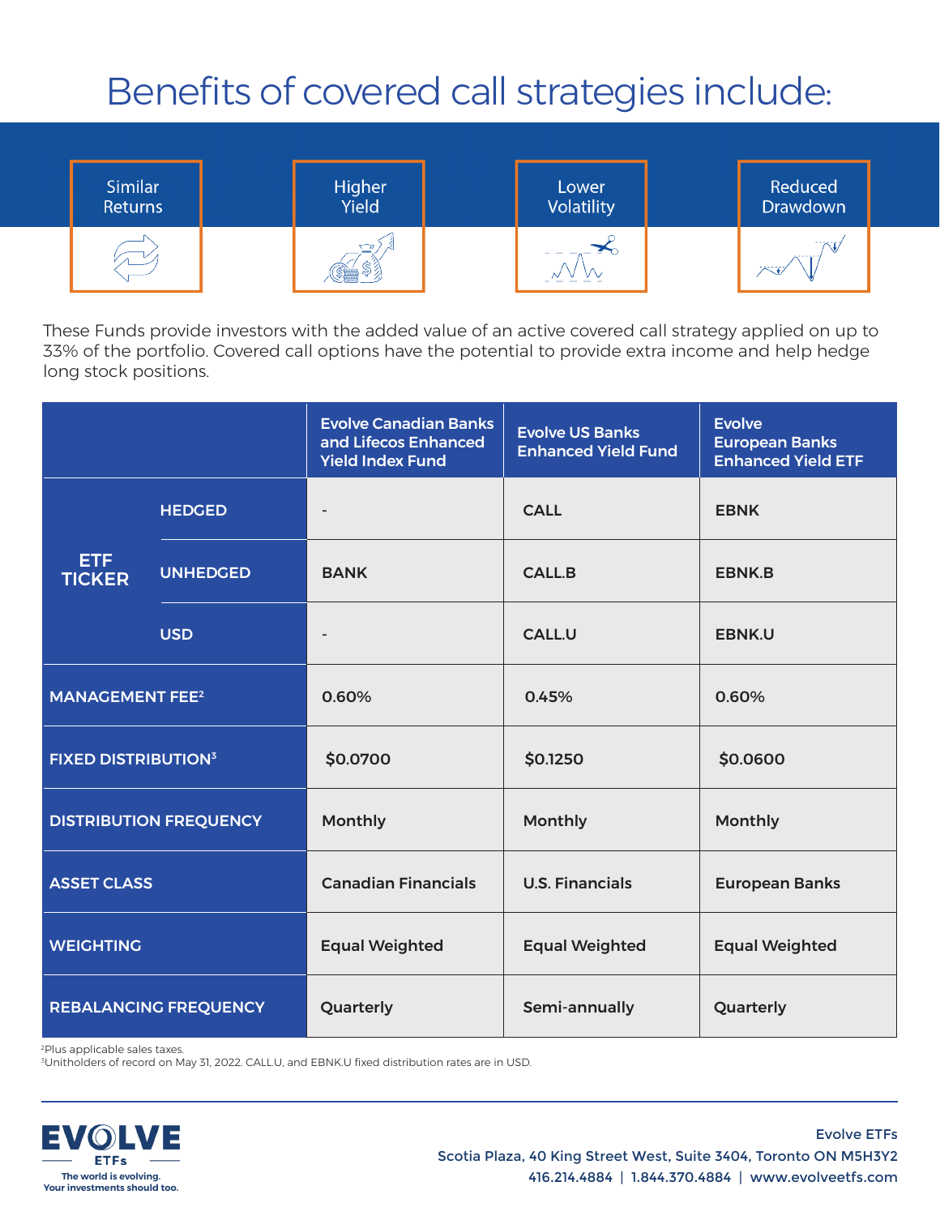# Benefits of covered call strategies include:

- Similar Returns
- Higher Yield
- Lower Volatility
- Reduced Drawdown

These Funds provide investors with the added value of an active covered call strategy applied on up to 33% of the portfolio. Covered call options have the potential to provide extra income and help hedge long stock positions.

| | | Evolve Canadian Banks and Lifecos Enhanced Yield Index Fund | Evolve US Banks Enhanced Yield Fund | Evolve European Banks Enhanced Yield ETF |
|---|---|---|---|---|
| ETF TICKER | HEDGED | - | CALL | EBNK |
| | UNHEDGED | BANK | CALL.B | EBNK.B |
| | USD | - | CALL.U | EBNK.U |
| MANAGEMENT FEE[2] | | 0.60% | 0.45% | 0.60% |
| FIXED DISTRIBUTION[3] | | $0.0700 | $0.1250 | $0.0600 |
| DISTRIBUTION FREQUENCY | | Monthly | Monthly | Monthly |
| ASSET CLASS | | Canadian Financials | U.S. Financials | European Banks |
| WEIGHTING | | Equal Weighted | Equal Weighted | Equal Weighted |
| REBALANCING FREQUENCY | | Quarterly | Semi-annually | Quarterly |

[2]Plus applicable sales taxes.
[3]Unitholders of record on May 31, 2022. CALL.U, and EBNK.U fixed distribution rates are in USD.

EVOLVE ETFs
The world is evolving. Your investments should too.

Evolve ETFs
Scotia Plaza, 40 King Street West, Suite 3404, Toronto ON M5H3Y2
416.214.4884 | 1.844.370.4884 | www.evolveetfs.com